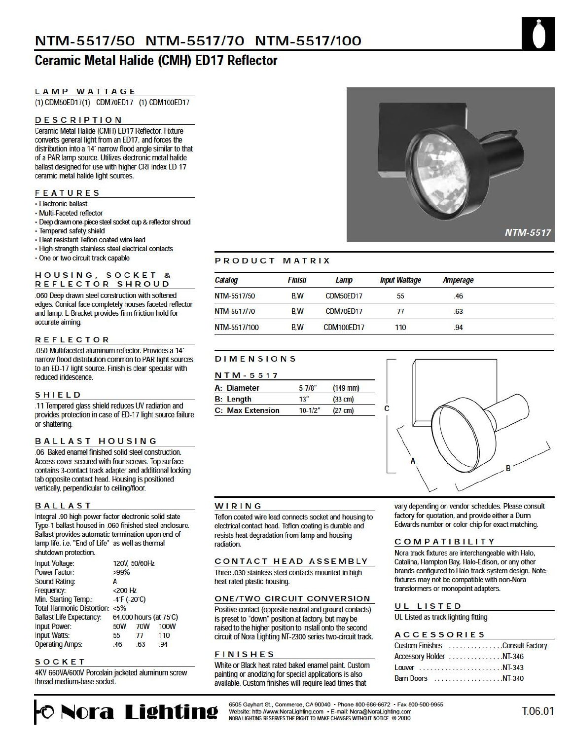# NTM-5517/50 NTM-5517/70 NTM-5517/100

## Ceramic Metal Halide (CMH) ED17 Reflector

### LAMP WATTAGE

(1) CDM50ED17(1) CDM70ED17 (1) CDM100ED17

### DESCRIPTION

Ceramic Metal Halide (CMH) ED17 Reflector. Fixture converts general light from an ED17, and forces the distribution into a 14˚ narrow flood angle similar to that of a PAR lamp source. Utilizes electronic metal halide ballast designed for use with higher CRI Index ED-17 ceramic metal halide light sources.

### FEATURES

- Electronic ballast
- Multi-Faceted reflector
- Deep drawn one-piece steel socket cup & reflector shroud
- Tempered safety shield
- Heat resistant Teflon coated wire lead
- High-strength stainless steel electrical contacts
- One or two circuit track capable

### HOUSING, SOCKET & REFLECTOR SHROUD

.060 Deep drawn steel construction with softened edges. Conical face completely houses faceted reflector and lamp. L-Bracket provides firm friction hold for accurate aiming.

### REFLECTOR

.050 Multifaceted aluminum reflector. Provides a 14˚ narrow flood distribution common to PAR light sources to an ED-17 light source. Finish is clear specular with reduced iridescence.

### SHIELD

.11 Tempered glass shield reduces UV radiation and provides protection in case of ED-17 light source failure or shattering.

### BALLAST HOUSING

.06 Baked enamel finished solid steel construction. Access cover secured with four screws. Top surface contains 3-contact track adapter and additional locking tab opposite contact head. Housing is positioned vertically, perpendicular to ceiling/floor.

### BALLAST

Integral .90 high power factor electronic solid state Type-1 ballast housed in .060 finished steel enclosure. Ballast provides automatic termination upon end of lamp life. i.e. "End of Life" as well as thermal shutdown protection.

| | | | |
|---|---|---|---|
| Input Voltage: | 120V, 50/60Hz | | |
| Power Factor: | >99% | | |
| Sound Rating: | A | | |
| Frequency: | <200 Hz | | |
| Min. Starting Temp.: | -4˚F (-20˚C) | | |
| Total Harmonic Distortion: | <5% | | |
| Ballast Life Expectancy: | 64,000 hours (at 75˚C) | | |
| Input Power: | 50W | 70W | 100W |
| Input Watts: | 55 | 77 | 110 |
| Operating Amps: | .46 | .63 | .94 |

### SOCKET

4KV 660VA/600V Porcelain jacketed aluminum screw thread medium-base socket.

NTM-5517

### PRODUCT MATRIX

| Catalog | Finish | Lamp | Input Wattage | Amperage |
|---|---|---|---|---|
| NTM-5517/50 | B,W | CDM50ED17 | 55 | .46 |
| NTM-5517/70 | B,W | CDM70ED17 | 77 | .63 |
| NTM-5517/100 | B,W | CDM100ED17 | 110 | .94 |

### DIMENSIONS

**NTM-5517**

| | | |
|---|---|---|
| **A: Diameter** | 5-7/8" | (149 mm) |
| **B: Length** | 13" | (33 cm) |
| **C: Max Extension** | 10-1/2" | (27 cm) |

### WIRING

Teflon coated wire lead connects socket and housing to electrical contact head. Teflon coating is durable and resists heat degradation from lamp and housing radiation.

### CONTACT HEAD ASSEMBLY

Three .030 stainless steel contacts mounted in high heat rated plastic housing.

### ONE/TWO CIRCUIT CONVERSION

Positive contact (opposite neutral and ground contacts) is preset to "down" position at factory, but may be raised to the higher position to install onto the second circuit of Nora Lighting NT-2300 series two-circuit track.

### FINISHES

White or Black heat rated baked enamel paint. Custom painting or anodizing for special applications is also available. Custom finishes will require lead times that vary depending on vendor schedules. Please consult factory for quotation, and provide either a Dunn Edwards number or color chip for exact matching.

### COMPATIBILITY

Nora track fixtures are interchangeable with Halo, Catalina, Hampton Bay, Halo-Edison, or any other brands configured to Halo track system design. Note: fixtures may not be compatible with non-Nora transformers or monopoint adapters.

### UL LISTED

UL Listed as track lighting fitting

### ACCESSORIES

| | |
|---|---|
| Custom Finishes | Consult Factory |
| Accessory Holder | NT-346 |
| Louver | NT-343 |
| Barn Doors | NT-340 |

**Nora Lighting**

6505 Gayhart St., Commerce, CA 90040 • Phone 800-686-6672 • Fax 800-500-9955
Website: http://www.NoraLighting.com • E-mail: Nora@NoraLighting.com
NORA LIGHTING RESERVES THE RIGHT TO MAKE CHANGES WITHOUT NOTICE. © 2000

T.06.01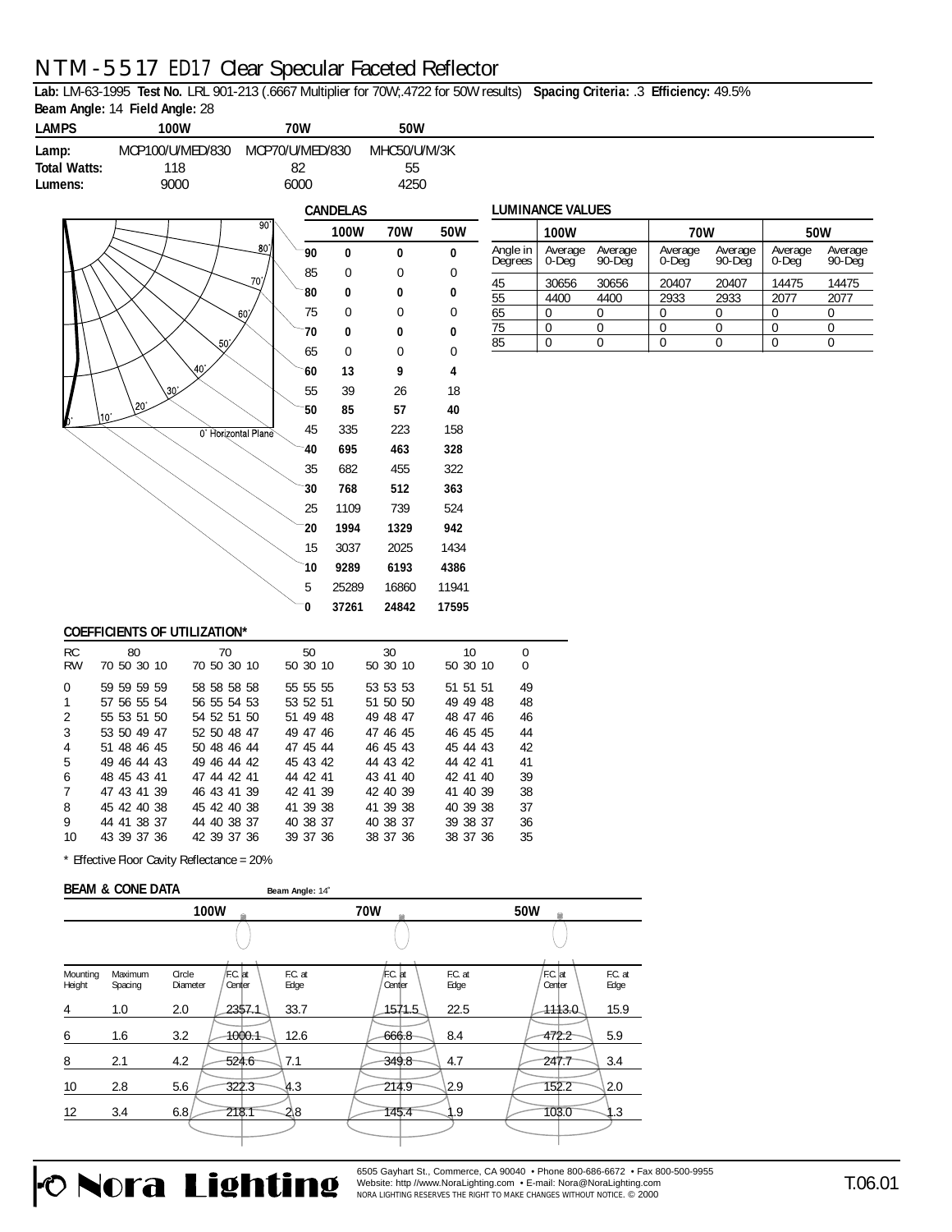# NTM-5517 ED17 Clear Specular Faceted Reflector

**Lab:** LM-63-1995 **Test No.** LRL 901-213 (.6667 Multiplier for 70W;.4722 for 50W results) **Spacing Criteria:** .3 **Efficiency:** 49.5%
**Beam Angle:** 14 **Field Angle:** 28

| LAMPS | 100W | 70W | 50W |
|---|---|---|---|
| Lamp: | MCP100/U/MED/830 | MCP70/U/MED/830 | MHC50/U/M/3K |
| Total Watts: | 118 | 82 | 55 |
| Lumens: | 9000 | 6000 | 4250 |

90˚
80˚
70˚
60˚
50˚
40˚
30˚
20˚
10˚
0˚
0˚ Horizontal Plane

## CANDELAS

| | 100W | 70W | 50W |
|---|---|---|---|
| **90** | **0** | **0** | **0** |
| 85 | 0 | 0 | 0 |
| **80** | **0** | **0** | **0** |
| 75 | 0 | 0 | 0 |
| **70** | **0** | **0** | **0** |
| 65 | 0 | 0 | 0 |
| **60** | **13** | **9** | **4** |
| 55 | 39 | 26 | 18 |
| **50** | **85** | **57** | **40** |
| 45 | 335 | 223 | 158 |
| **40** | **695** | **463** | **328** |
| 35 | 682 | 455 | 322 |
| **30** | **768** | **512** | **363** |
| 25 | 1109 | 739 | 524 |
| **20** | **1994** | **1329** | **942** |
| 15 | 3037 | 2025 | 1434 |
| **10** | **9289** | **6193** | **4386** |
| 5 | 25289 | 16860 | 11941 |
| **0** | **37261** | **24842** | **17595** |

## LUMINANCE VALUES

| | 100W | | 70W | | 50W | |
|---|---|---|---|---|---|---|
| Angle in Degrees | Average 0-Deg | Average 90-Deg | Average 0-Deg | Average 90-Deg | Average 0-Deg | Average 90-Deg |
| 45 | 30656 | 30656 | 20407 | 20407 | 14475 | 14475 |
| 55 | 4400 | 4400 | 2933 | 2933 | 2077 | 2077 |
| 65 | 0 | 0 | 0 | 0 | 0 | 0 |
| 75 | 0 | 0 | 0 | 0 | 0 | 0 |
| 85 | 0 | 0 | 0 | 0 | 0 | 0 |

## COEFFICIENTS OF UTILIZATION*

| RC | 80 | | | | 70 | | | | 50 | | | 30 | | | 10 | | | 0 |
|---|---|---|---|---|---|---|---|---|---|---|---|---|---|---|---|---|---|---|
| RW | 70 | 50 | 30 | 10 | 70 | 50 | 30 | 10 | 50 | 30 | 10 | 50 | 30 | 10 | 50 | 30 | 10 | 0 |
| 0 | 59 | 59 | 59 | 59 | 58 | 58 | 58 | 58 | 55 | 55 | 55 | 53 | 53 | 53 | 51 | 51 | 51 | 49 |
| 1 | 57 | 56 | 55 | 54 | 56 | 55 | 54 | 53 | 53 | 52 | 51 | 51 | 50 | 50 | 49 | 49 | 48 | 48 |
| 2 | 55 | 53 | 51 | 50 | 54 | 52 | 51 | 50 | 51 | 49 | 48 | 49 | 48 | 47 | 48 | 47 | 46 | 46 |
| 3 | 53 | 50 | 49 | 47 | 52 | 50 | 48 | 47 | 49 | 47 | 46 | 47 | 46 | 45 | 46 | 45 | 45 | 44 |
| 4 | 51 | 48 | 46 | 45 | 50 | 48 | 46 | 44 | 47 | 45 | 44 | 46 | 45 | 43 | 45 | 44 | 43 | 42 |
| 5 | 49 | 46 | 44 | 43 | 49 | 46 | 44 | 42 | 45 | 43 | 42 | 44 | 43 | 42 | 44 | 42 | 41 | 41 |
| 6 | 48 | 45 | 43 | 41 | 47 | 44 | 42 | 41 | 44 | 42 | 41 | 43 | 41 | 40 | 42 | 41 | 40 | 39 |
| 7 | 47 | 43 | 41 | 39 | 46 | 43 | 41 | 39 | 42 | 41 | 39 | 42 | 40 | 39 | 41 | 40 | 39 | 38 |
| 8 | 45 | 42 | 40 | 38 | 45 | 42 | 40 | 38 | 41 | 39 | 38 | 41 | 39 | 38 | 40 | 39 | 38 | 37 |
| 9 | 44 | 41 | 38 | 37 | 44 | 40 | 38 | 37 | 40 | 38 | 37 | 40 | 38 | 37 | 39 | 38 | 37 | 36 |
| 10 | 43 | 39 | 37 | 36 | 42 | 39 | 37 | 36 | 39 | 37 | 36 | 38 | 37 | 36 | 38 | 37 | 36 | 35 |

\* Effective Floor Cavity Reflectance = 20%

## BEAM & CONE DATA

Beam Angle: 14˚

| | | | 100W | | 70W | | 50W | |
|---|---|---|---|---|---|---|---|---|
| Mounting Height | Maximum Spacing | Circle Diameter | F.C. at Center | F.C. at Edge | F.C. at Center | F.C. at Edge | F.C. at Center | F.C. at Edge |
| 4 | 1.0 | 2.0 | 2357.1 | 33.7 | 1571.5 | 22.5 | 1113.0 | 15.9 |
| 6 | 1.6 | 3.2 | 1000.1 | 12.6 | 666.8 | 8.4 | 472.2 | 5.9 |
| 8 | 2.1 | 4.2 | 524.6 | 7.1 | 349.8 | 4.7 | 247.7 | 3.4 |
| 10 | 2.8 | 5.6 | 322.3 | 4.3 | 214.9 | 2.9 | 152.2 | 2.0 |
| 12 | 3.4 | 6.8 | 218.1 | 2.8 | 145.4 | 1.9 | 103.0 | 1.3 |

Nora Lighting

6505 Gayhart St., Commerce, CA 90040 • Phone 800-686-6672 • Fax 800-500-9955
Website: http://www.NoraLighting.com • E-mail: Nora@NoraLighting.com
NORA LIGHTING RESERVES THE RIGHT TO MAKE CHANGES WITHOUT NOTICE. © 2000

T.06.01